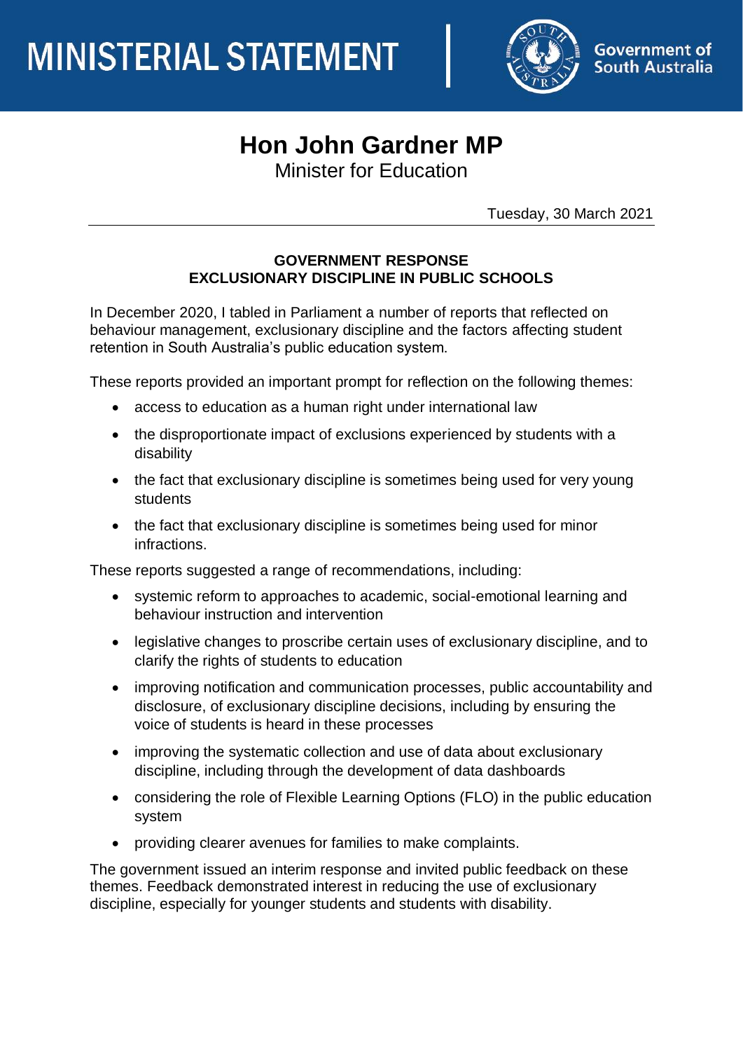# MINISTERIAL STATEMENT

Government of South Australia

## Hon John Gardner MP

Minister for Education

Tuesday, 30 March 2021

### GOVERNMENT RESPONSE
### EXCLUSIONARY DISCIPLINE IN PUBLIC SCHOOLS

In December 2020, I tabled in Parliament a number of reports that reflected on behaviour management, exclusionary discipline and the factors affecting student retention in South Australia's public education system.

These reports provided an important prompt for reflection on the following themes:

- access to education as a human right under international law
- the disproportionate impact of exclusions experienced by students with a disability
- the fact that exclusionary discipline is sometimes being used for very young students
- the fact that exclusionary discipline is sometimes being used for minor infractions.

These reports suggested a range of recommendations, including:

- systemic reform to approaches to academic, social-emotional learning and behaviour instruction and intervention
- legislative changes to proscribe certain uses of exclusionary discipline, and to clarify the rights of students to education
- improving notification and communication processes, public accountability and disclosure, of exclusionary discipline decisions, including by ensuring the voice of students is heard in these processes
- improving the systematic collection and use of data about exclusionary discipline, including through the development of data dashboards
- considering the role of Flexible Learning Options (FLO) in the public education system
- providing clearer avenues for families to make complaints.

The government issued an interim response and invited public feedback on these themes. Feedback demonstrated interest in reducing the use of exclusionary discipline, especially for younger students and students with disability.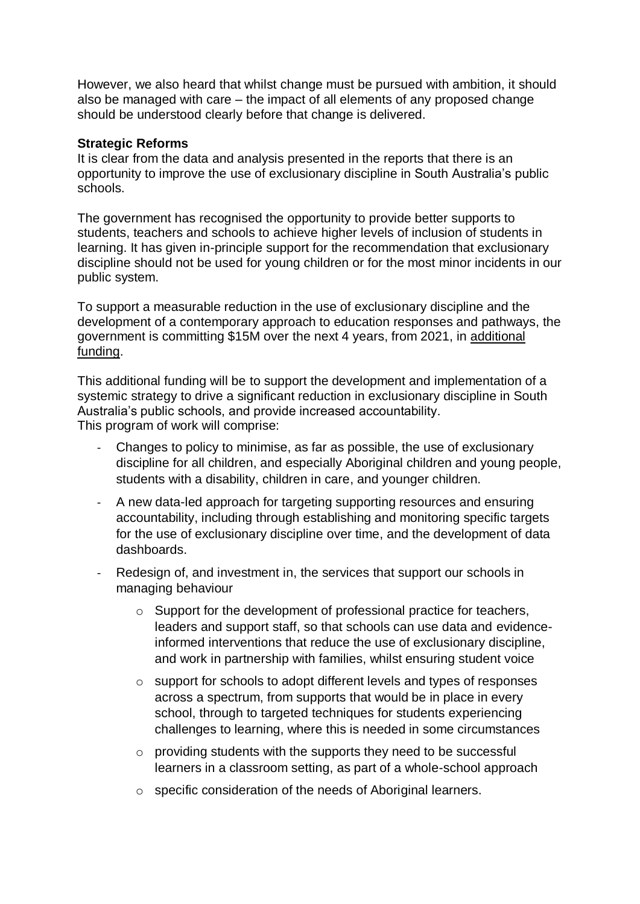However, we also heard that whilst change must be pursued with ambition, it should also be managed with care – the impact of all elements of any proposed change should be understood clearly before that change is delivered.

**Strategic Reforms**

It is clear from the data and analysis presented in the reports that there is an opportunity to improve the use of exclusionary discipline in South Australia's public schools.

The government has recognised the opportunity to provide better supports to students, teachers and schools to achieve higher levels of inclusion of students in learning. It has given in-principle support for the recommendation that exclusionary discipline should not be used for young children or for the most minor incidents in our public system.

To support a measurable reduction in the use of exclusionary discipline and the development of a contemporary approach to education responses and pathways, the government is committing $15M over the next 4 years, from 2021, in additional funding.

This additional funding will be to support the development and implementation of a systemic strategy to drive a significant reduction in exclusionary discipline in South Australia's public schools, and provide increased accountability.
This program of work will comprise:

- Changes to policy to minimise, as far as possible, the use of exclusionary discipline for all children, and especially Aboriginal children and young people, students with a disability, children in care, and younger children.
- A new data-led approach for targeting supporting resources and ensuring accountability, including through establishing and monitoring specific targets for the use of exclusionary discipline over time, and the development of data dashboards.
- Redesign of, and investment in, the services that support our schools in managing behaviour
    - Support for the development of professional practice for teachers, leaders and support staff, so that schools can use data and evidence-informed interventions that reduce the use of exclusionary discipline, and work in partnership with families, whilst ensuring student voice
    - support for schools to adopt different levels and types of responses across a spectrum, from supports that would be in place in every school, through to targeted techniques for students experiencing challenges to learning, where this is needed in some circumstances
    - providing students with the supports they need to be successful learners in a classroom setting, as part of a whole-school approach
    - specific consideration of the needs of Aboriginal learners.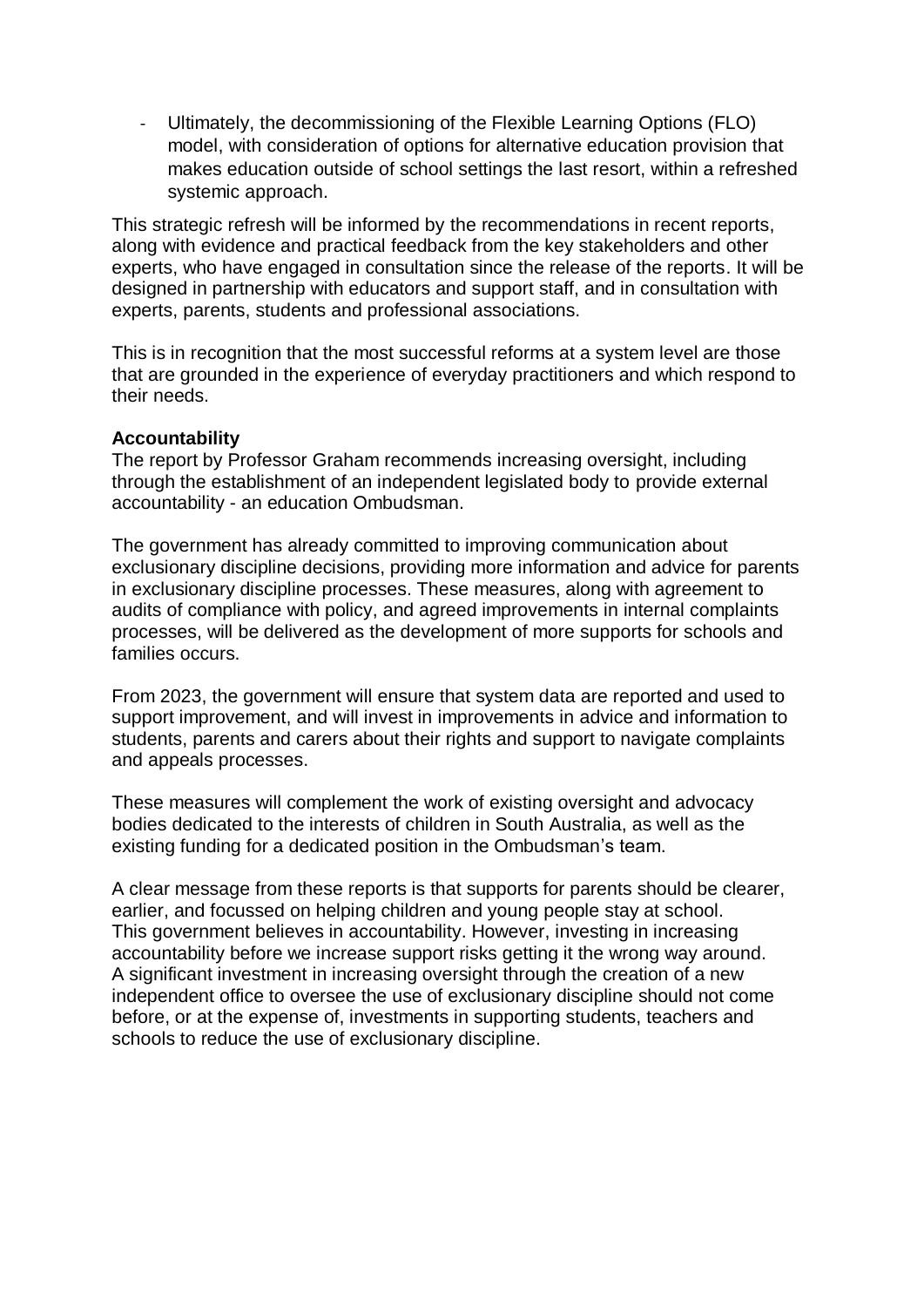- Ultimately, the decommissioning of the Flexible Learning Options (FLO) model, with consideration of options for alternative education provision that makes education outside of school settings the last resort, within a refreshed systemic approach.

This strategic refresh will be informed by the recommendations in recent reports, along with evidence and practical feedback from the key stakeholders and other experts, who have engaged in consultation since the release of the reports. It will be designed in partnership with educators and support staff, and in consultation with experts, parents, students and professional associations.

This is in recognition that the most successful reforms at a system level are those that are grounded in the experience of everyday practitioners and which respond to their needs.

**Accountability**

The report by Professor Graham recommends increasing oversight, including through the establishment of an independent legislated body to provide external accountability - an education Ombudsman.

The government has already committed to improving communication about exclusionary discipline decisions, providing more information and advice for parents in exclusionary discipline processes. These measures, along with agreement to audits of compliance with policy, and agreed improvements in internal complaints processes, will be delivered as the development of more supports for schools and families occurs.

From 2023, the government will ensure that system data are reported and used to support improvement, and will invest in improvements in advice and information to students, parents and carers about their rights and support to navigate complaints and appeals processes.

These measures will complement the work of existing oversight and advocacy bodies dedicated to the interests of children in South Australia, as well as the existing funding for a dedicated position in the Ombudsman's team.

A clear message from these reports is that supports for parents should be clearer, earlier, and focussed on helping children and young people stay at school. This government believes in accountability. However, investing in increasing accountability before we increase support risks getting it the wrong way around. A significant investment in increasing oversight through the creation of a new independent office to oversee the use of exclusionary discipline should not come before, or at the expense of, investments in supporting students, teachers and schools to reduce the use of exclusionary discipline.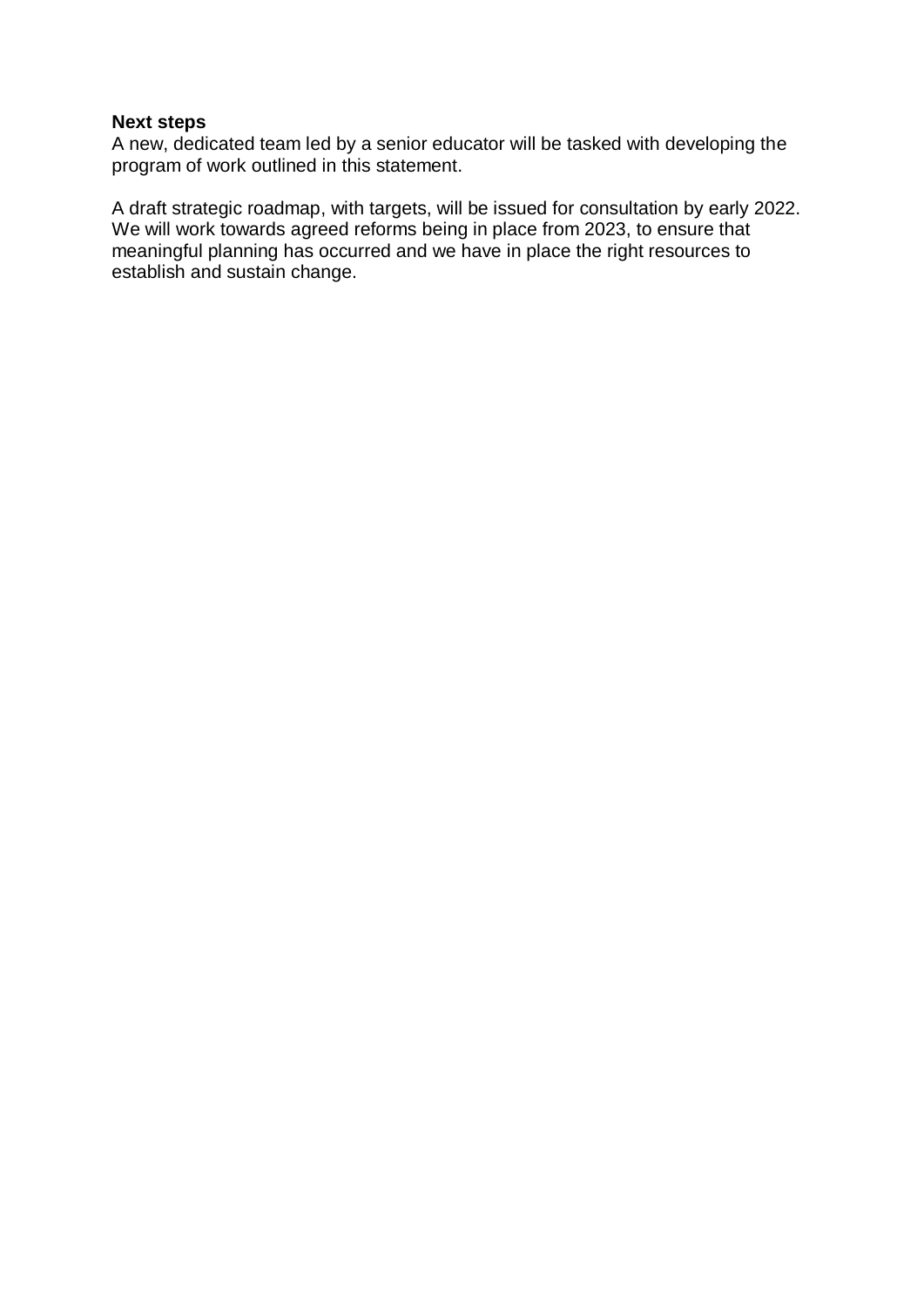**Next steps**

A new, dedicated team led by a senior educator will be tasked with developing the program of work outlined in this statement.

A draft strategic roadmap, with targets, will be issued for consultation by early 2022. We will work towards agreed reforms being in place from 2023, to ensure that meaningful planning has occurred and we have in place the right resources to establish and sustain change.